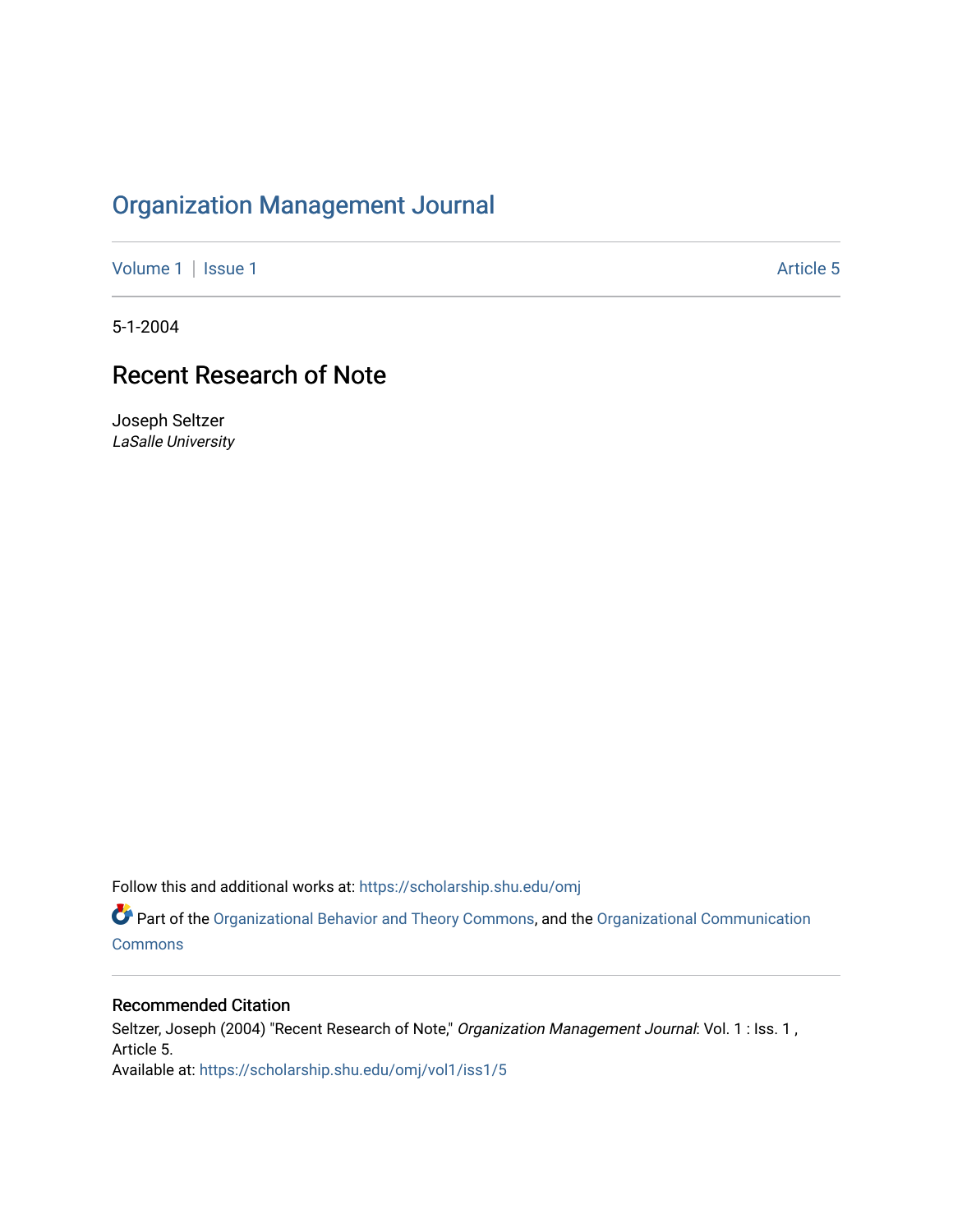# Organization Management Journal

Volume 1 | Issue 1 Article 5

5-1-2004

## Recent Research of Note

Joseph Seltzer
*LaSalle University*

Follow this and additional works at: https://scholarship.shu.edu/omj

Part of the Organizational Behavior and Theory Commons, and the Organizational Communication Commons

### Recommended Citation

Seltzer, Joseph (2004) "Recent Research of Note," *Organization Management Journal*: Vol. 1 : Iss. 1 , Article 5.
Available at: https://scholarship.shu.edu/omj/vol1/iss1/5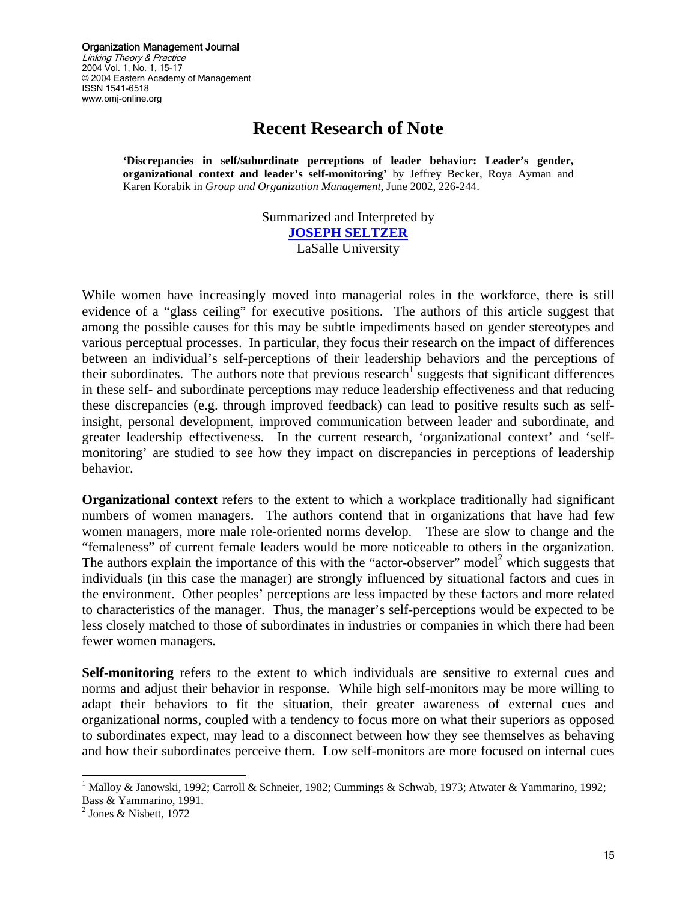# Recent Research of Note

**'Discrepancies in self/subordinate perceptions of leader behavior: Leader's gender, organizational context and leader's self-monitoring'** by Jeffrey Becker, Roya Ayman and Karen Korabik in *Group and Organization Management*, June 2002, 226-244.

Summarized and Interpreted by
**JOSEPH SELTZER**
LaSalle University

While women have increasingly moved into managerial roles in the workforce, there is still evidence of a "glass ceiling" for executive positions. The authors of this article suggest that among the possible causes for this may be subtle impediments based on gender stereotypes and various perceptual processes. In particular, they focus their research on the impact of differences between an individual's self-perceptions of their leadership behaviors and the perceptions of their subordinates. The authors note that previous research[1] suggests that significant differences in these self- and subordinate perceptions may reduce leadership effectiveness and that reducing these discrepancies (e.g. through improved feedback) can lead to positive results such as self-insight, personal development, improved communication between leader and subordinate, and greater leadership effectiveness. In the current research, 'organizational context' and 'self-monitoring' are studied to see how they impact on discrepancies in perceptions of leadership behavior.

**Organizational context** refers to the extent to which a workplace traditionally had significant numbers of women managers. The authors contend that in organizations that have had few women managers, more male role-oriented norms develop. These are slow to change and the "femaleness" of current female leaders would be more noticeable to others in the organization. The authors explain the importance of this with the "actor-observer" model[2] which suggests that individuals (in this case the manager) are strongly influenced by situational factors and cues in the environment. Other peoples' perceptions are less impacted by these factors and more related to characteristics of the manager. Thus, the manager's self-perceptions would be expected to be less closely matched to those of subordinates in industries or companies in which there had been fewer women managers.

**Self-monitoring** refers to the extent to which individuals are sensitive to external cues and norms and adjust their behavior in response. While high self-monitors may be more willing to adapt their behaviors to fit the situation, their greater awareness of external cues and organizational norms, coupled with a tendency to focus more on what their superiors as opposed to subordinates expect, may lead to a disconnect between how they see themselves as behaving and how their subordinates perceive them. Low self-monitors are more focused on internal cues

---

[1] Malloy & Janowski, 1992; Carroll & Schneier, 1982; Cummings & Schwab, 1973; Atwater & Yammarino, 1992; Bass & Yammarino, 1991.

[2] Jones & Nisbett, 1972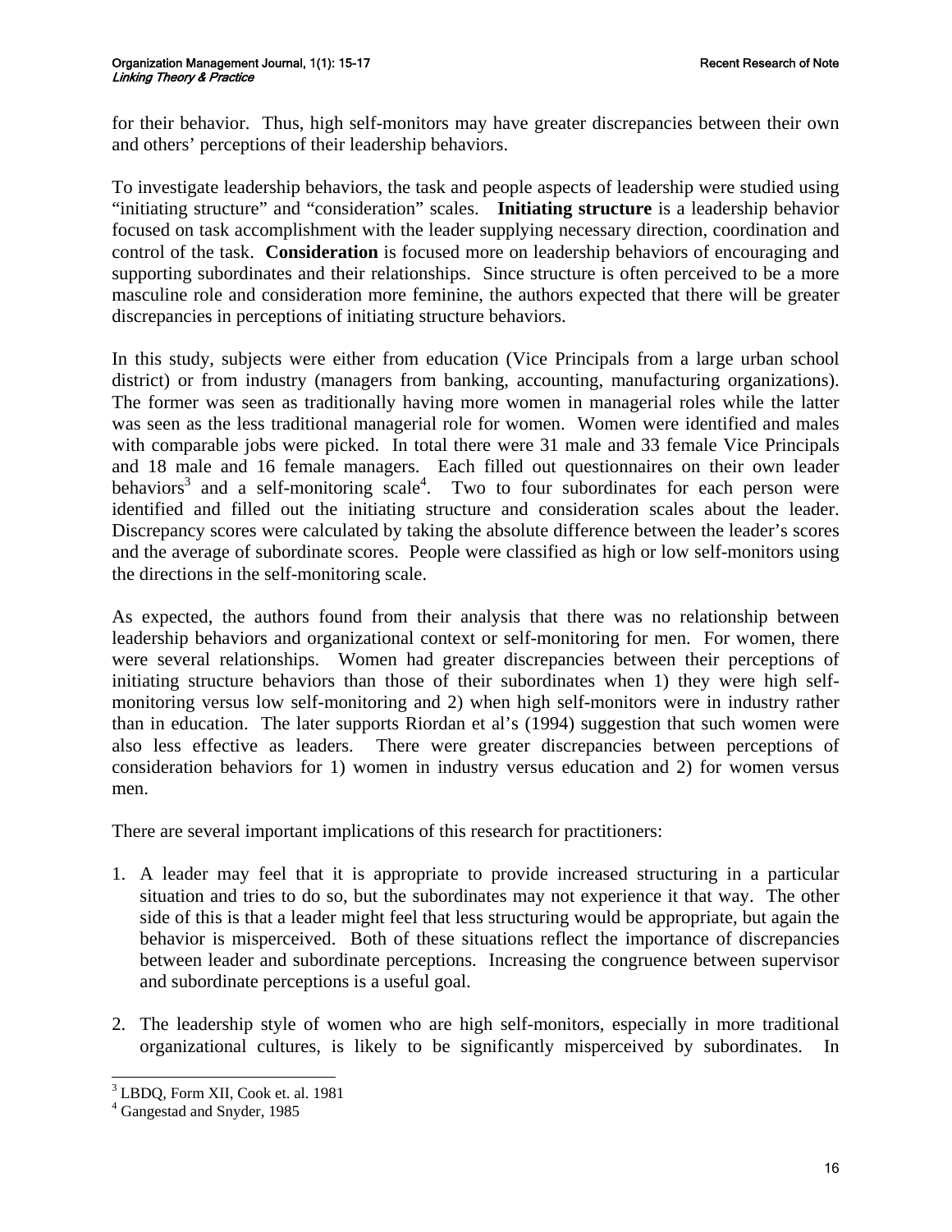for their behavior. Thus, high self-monitors may have greater discrepancies between their own and others' perceptions of their leadership behaviors.

To investigate leadership behaviors, the task and people aspects of leadership were studied using "initiating structure" and "consideration" scales. **Initiating structure** is a leadership behavior focused on task accomplishment with the leader supplying necessary direction, coordination and control of the task. **Consideration** is focused more on leadership behaviors of encouraging and supporting subordinates and their relationships. Since structure is often perceived to be a more masculine role and consideration more feminine, the authors expected that there will be greater discrepancies in perceptions of initiating structure behaviors.

In this study, subjects were either from education (Vice Principals from a large urban school district) or from industry (managers from banking, accounting, manufacturing organizations). The former was seen as traditionally having more women in managerial roles while the latter was seen as the less traditional managerial role for women. Women were identified and males with comparable jobs were picked. In total there were 31 male and 33 female Vice Principals and 18 male and 16 female managers. Each filled out questionnaires on their own leader behaviors[3] and a self-monitoring scale[4]. Two to four subordinates for each person were identified and filled out the initiating structure and consideration scales about the leader. Discrepancy scores were calculated by taking the absolute difference between the leader's scores and the average of subordinate scores. People were classified as high or low self-monitors using the directions in the self-monitoring scale.

As expected, the authors found from their analysis that there was no relationship between leadership behaviors and organizational context or self-monitoring for men. For women, there were several relationships. Women had greater discrepancies between their perceptions of initiating structure behaviors than those of their subordinates when 1) they were high self-monitoring versus low self-monitoring and 2) when high self-monitors were in industry rather than in education. The later supports Riordan et al's (1994) suggestion that such women were also less effective as leaders. There were greater discrepancies between perceptions of consideration behaviors for 1) women in industry versus education and 2) for women versus men.

There are several important implications of this research for practitioners:

1. A leader may feel that it is appropriate to provide increased structuring in a particular situation and tries to do so, but the subordinates may not experience it that way. The other side of this is that a leader might feel that less structuring would be appropriate, but again the behavior is misperceived. Both of these situations reflect the importance of discrepancies between leader and subordinate perceptions. Increasing the congruence between supervisor and subordinate perceptions is a useful goal.

2. The leadership style of women who are high self-monitors, especially in more traditional organizational cultures, is likely to be significantly misperceived by subordinates. In

---

[3] LBDQ, Form XII, Cook et. al. 1981

[4] Gangestad and Snyder, 1985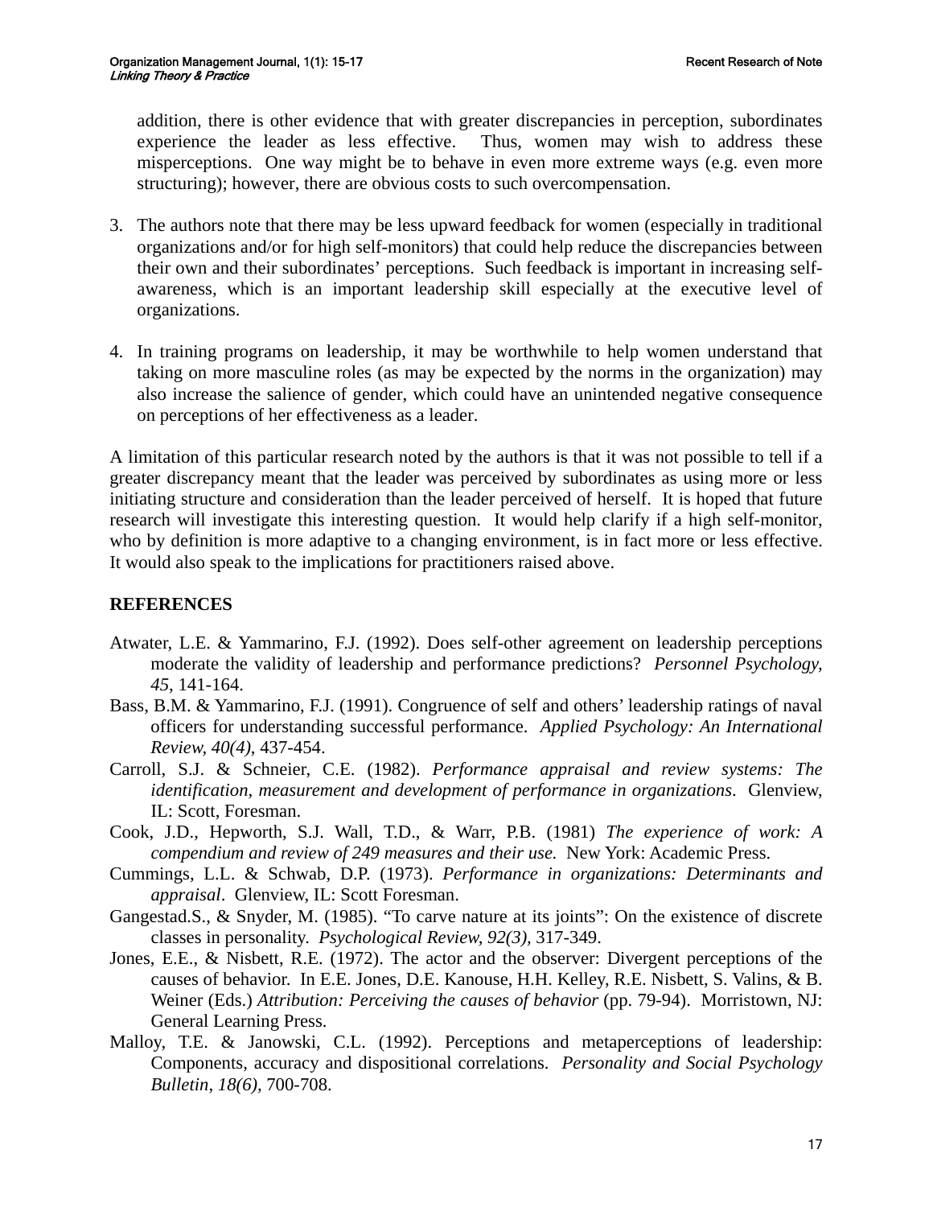addition, there is other evidence that with greater discrepancies in perception, subordinates experience the leader as less effective. Thus, women may wish to address these misperceptions. One way might be to behave in even more extreme ways (e.g. even more structuring); however, there are obvious costs to such overcompensation.

3. The authors note that there may be less upward feedback for women (especially in traditional organizations and/or for high self-monitors) that could help reduce the discrepancies between their own and their subordinates' perceptions. Such feedback is important in increasing self-awareness, which is an important leadership skill especially at the executive level of organizations.

4. In training programs on leadership, it may be worthwhile to help women understand that taking on more masculine roles (as may be expected by the norms in the organization) may also increase the salience of gender, which could have an unintended negative consequence on perceptions of her effectiveness as a leader.

A limitation of this particular research noted by the authors is that it was not possible to tell if a greater discrepancy meant that the leader was perceived by subordinates as using more or less initiating structure and consideration than the leader perceived of herself. It is hoped that future research will investigate this interesting question. It would help clarify if a high self-monitor, who by definition is more adaptive to a changing environment, is in fact more or less effective. It would also speak to the implications for practitioners raised above.

## REFERENCES

Atwater, L.E. & Yammarino, F.J. (1992). Does self-other agreement on leadership perceptions moderate the validity of leadership and performance predictions? *Personnel Psychology, 45*, 141-164.

Bass, B.M. & Yammarino, F.J. (1991). Congruence of self and others' leadership ratings of naval officers for understanding successful performance. *Applied Psychology: An International Review, 40(4)*, 437-454.

Carroll, S.J. & Schneier, C.E. (1982). *Performance appraisal and review systems: The identification, measurement and development of performance in organizations*. Glenview, IL: Scott, Foresman.

Cook, J.D., Hepworth, S.J. Wall, T.D., & Warr, P.B. (1981) *The experience of work: A compendium and review of 249 measures and their use.* New York: Academic Press.

Cummings, L.L. & Schwab, D.P. (1973). *Performance in organizations: Determinants and appraisal*. Glenview, IL: Scott Foresman.

Gangestad.S., & Snyder, M. (1985). "To carve nature at its joints": On the existence of discrete classes in personality. *Psychological Review, 92(3)*, 317-349.

Jones, E.E., & Nisbett, R.E. (1972). The actor and the observer: Divergent perceptions of the causes of behavior. In E.E. Jones, D.E. Kanouse, H.H. Kelley, R.E. Nisbett, S. Valins, & B. Weiner (Eds.) *Attribution: Perceiving the causes of behavior* (pp. 79-94). Morristown, NJ: General Learning Press.

Malloy, T.E. & Janowski, C.L. (1992). Perceptions and metaperceptions of leadership: Components, accuracy and dispositional correlations. *Personality and Social Psychology Bulletin, 18(6)*, 700-708.